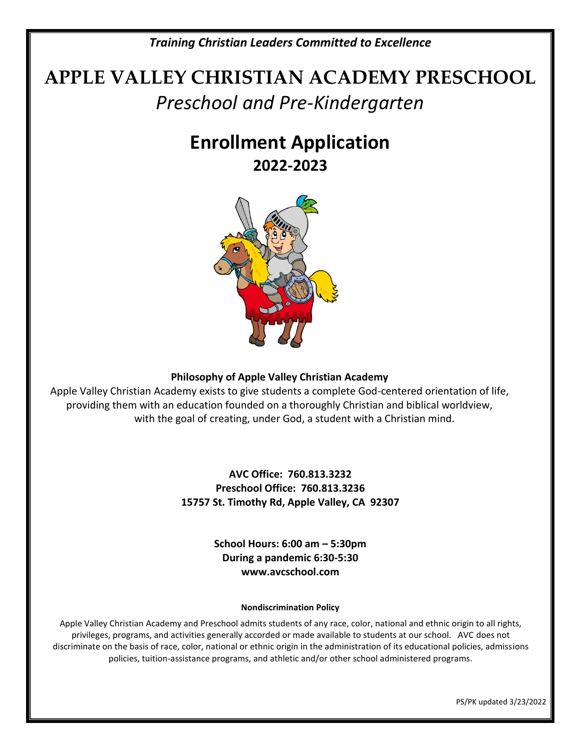*Training Christian Leaders Committed to Excellence*

# APPLE VALLEY CHRISTIAN ACADEMY PRESCHOOL

*Preschool and Pre-Kindergarten*

# Enrollment Application

## 2022-2023

**Philosophy of Apple Valley Christian Academy**

Apple Valley Christian Academy exists to give students a complete God-centered orientation of life, providing them with an education founded on a thoroughly Christian and biblical worldview, with the goal of creating, under God, a student with a Christian mind.

**AVC Office: 760.813.3232**
**Preschool Office: 760.813.3236**
**15757 St. Timothy Rd, Apple Valley, CA 92307**

**School Hours: 6:00 am – 5:30pm**
**During a pandemic 6:30-5:30**
**www.avcschool.com**

**Nondiscrimination Policy**

Apple Valley Christian Academy and Preschool admits students of any race, color, national and ethnic origin to all rights, privileges, programs, and activities generally accorded or made available to students at our school. AVC does not discriminate on the basis of race, color, national or ethnic origin in the administration of its educational policies, admissions policies, tuition-assistance programs, and athletic and/or other school administered programs.

PS/PK updated 3/23/2022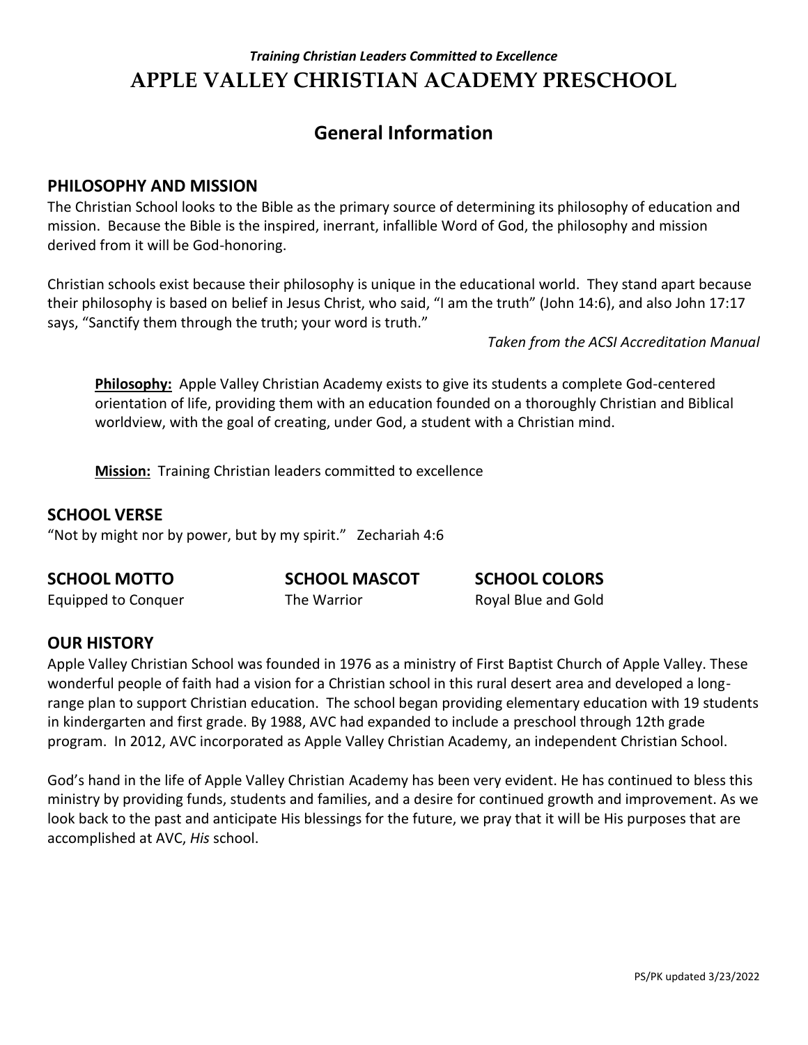*Training Christian Leaders Committed to Excellence*

# APPLE VALLEY CHRISTIAN ACADEMY PRESCHOOL

## General Information

### PHILOSOPHY AND MISSION

The Christian School looks to the Bible as the primary source of determining its philosophy of education and mission. Because the Bible is the inspired, inerrant, infallible Word of God, the philosophy and mission derived from it will be God-honoring.

Christian schools exist because their philosophy is unique in the educational world. They stand apart because their philosophy is based on belief in Jesus Christ, who said, "I am the truth" (John 14:6), and also John 17:17 says, "Sanctify them through the truth; your word is truth."

*Taken from the ACSI Accreditation Manual*

**Philosophy:** Apple Valley Christian Academy exists to give its students a complete God-centered orientation of life, providing them with an education founded on a thoroughly Christian and Biblical worldview, with the goal of creating, under God, a student with a Christian mind.

**Mission:** Training Christian leaders committed to excellence

### SCHOOL VERSE

"Not by might nor by power, but by my spirit." Zechariah 4:6

### SCHOOL MOTTO

Equipped to Conquer

### SCHOOL MASCOT

The Warrior

### SCHOOL COLORS

Royal Blue and Gold

### OUR HISTORY

Apple Valley Christian School was founded in 1976 as a ministry of First Baptist Church of Apple Valley. These wonderful people of faith had a vision for a Christian school in this rural desert area and developed a long-range plan to support Christian education. The school began providing elementary education with 19 students in kindergarten and first grade. By 1988, AVC had expanded to include a preschool through 12th grade program. In 2012, AVC incorporated as Apple Valley Christian Academy, an independent Christian School.

God's hand in the life of Apple Valley Christian Academy has been very evident. He has continued to bless this ministry by providing funds, students and families, and a desire for continued growth and improvement. As we look back to the past and anticipate His blessings for the future, we pray that it will be His purposes that are accomplished at AVC, *His* school.

PS/PK updated 3/23/2022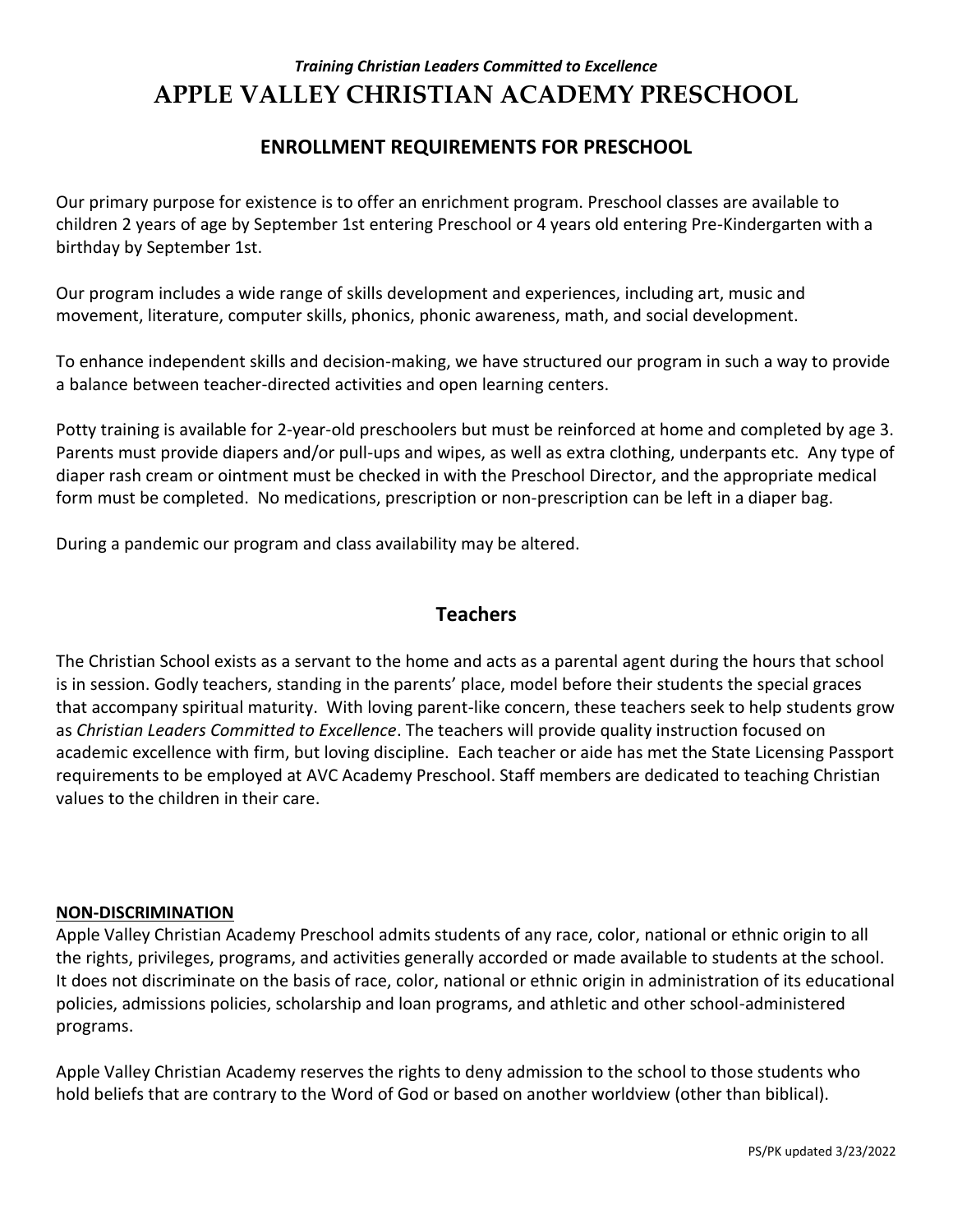*Training Christian Leaders Committed to Excellence*

# APPLE VALLEY CHRISTIAN ACADEMY PRESCHOOL

## ENROLLMENT REQUIREMENTS FOR PRESCHOOL

Our primary purpose for existence is to offer an enrichment program. Preschool classes are available to children 2 years of age by September 1st entering Preschool or 4 years old entering Pre-Kindergarten with a birthday by September 1st.

Our program includes a wide range of skills development and experiences, including art, music and movement, literature, computer skills, phonics, phonic awareness, math, and social development.

To enhance independent skills and decision-making, we have structured our program in such a way to provide a balance between teacher-directed activities and open learning centers.

Potty training is available for 2-year-old preschoolers but must be reinforced at home and completed by age 3. Parents must provide diapers and/or pull-ups and wipes, as well as extra clothing, underpants etc. Any type of diaper rash cream or ointment must be checked in with the Preschool Director, and the appropriate medical form must be completed. No medications, prescription or non-prescription can be left in a diaper bag.

During a pandemic our program and class availability may be altered.

## Teachers

The Christian School exists as a servant to the home and acts as a parental agent during the hours that school is in session. Godly teachers, standing in the parents' place, model before their students the special graces that accompany spiritual maturity. With loving parent-like concern, these teachers seek to help students grow as *Christian Leaders Committed to Excellence*. The teachers will provide quality instruction focused on academic excellence with firm, but loving discipline. Each teacher or aide has met the State Licensing Passport requirements to be employed at AVC Academy Preschool. Staff members are dedicated to teaching Christian values to the children in their care.

**NON-DISCRIMINATION**

Apple Valley Christian Academy Preschool admits students of any race, color, national or ethnic origin to all the rights, privileges, programs, and activities generally accorded or made available to students at the school. It does not discriminate on the basis of race, color, national or ethnic origin in administration of its educational policies, admissions policies, scholarship and loan programs, and athletic and other school-administered programs.

Apple Valley Christian Academy reserves the rights to deny admission to the school to those students who hold beliefs that are contrary to the Word of God or based on another worldview (other than biblical).

PS/PK updated 3/23/2022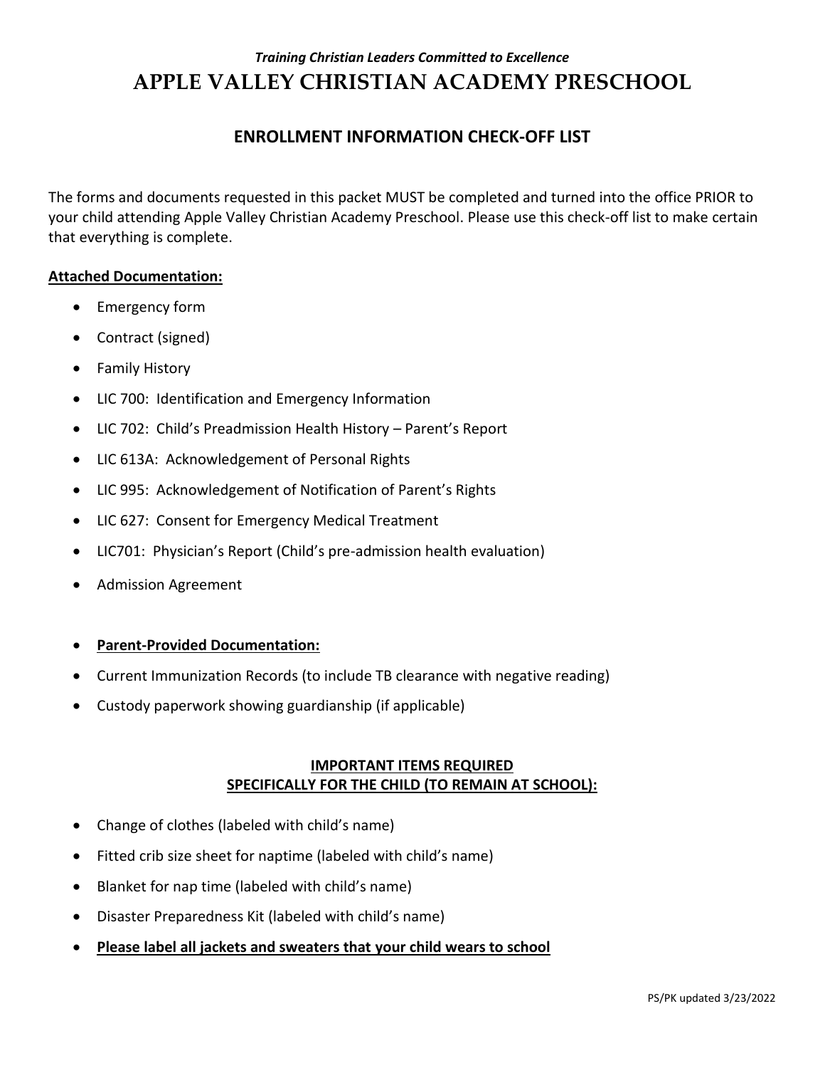***Training Christian Leaders Committed to Excellence***

# APPLE VALLEY CHRISTIAN ACADEMY PRESCHOOL

## ENROLLMENT INFORMATION CHECK-OFF LIST

The forms and documents requested in this packet MUST be completed and turned into the office PRIOR to your child attending Apple Valley Christian Academy Preschool. Please use this check-off list to make certain that everything is complete.

**Attached Documentation:**

- Emergency form
- Contract (signed)
- Family History
- LIC 700: Identification and Emergency Information
- LIC 702: Child's Preadmission Health History – Parent's Report
- LIC 613A: Acknowledgement of Personal Rights
- LIC 995: Acknowledgement of Notification of Parent's Rights
- LIC 627: Consent for Emergency Medical Treatment
- LIC701: Physician's Report (Child's pre-admission health evaluation)
- Admission Agreement

- **Parent-Provided Documentation:**
- Current Immunization Records (to include TB clearance with negative reading)
- Custody paperwork showing guardianship (if applicable)

**IMPORTANT ITEMS REQUIRED**
**SPECIFICALLY FOR THE CHILD (TO REMAIN AT SCHOOL):**

- Change of clothes (labeled with child's name)
- Fitted crib size sheet for naptime (labeled with child's name)
- Blanket for nap time (labeled with child's name)
- Disaster Preparedness Kit (labeled with child's name)
- **Please label all jackets and sweaters that your child wears to school**

PS/PK updated 3/23/2022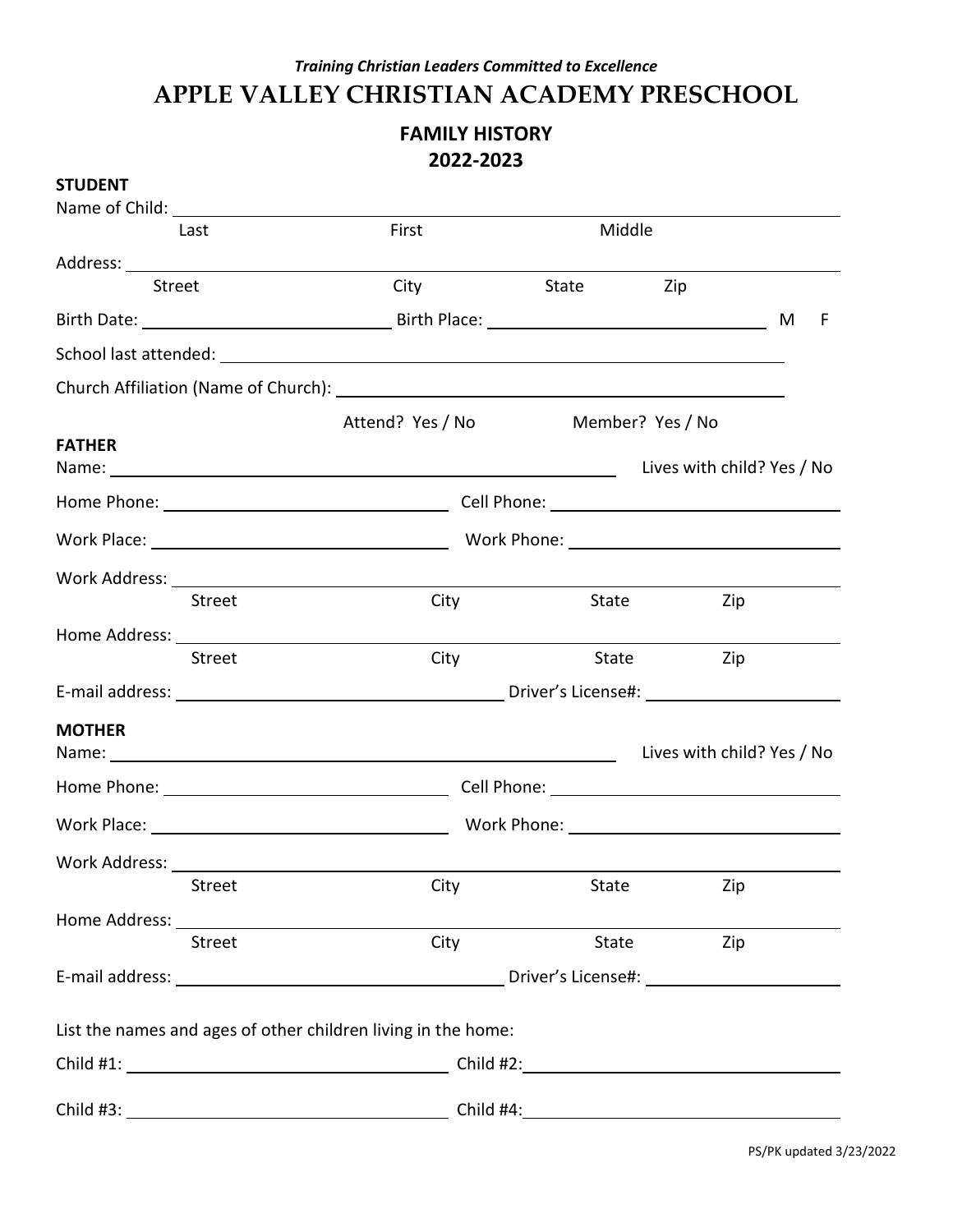***Training Christian Leaders Committed to Excellence***

# APPLE VALLEY CHRISTIAN ACADEMY PRESCHOOL

## FAMILY HISTORY
## 2022-2023

**STUDENT**

Name of Child: ______________________________________________
Last First Middle

Address: ______________________________________________
Street City State Zip

Birth Date: ______________________ Birth Place: ______________________ M F

School last attended: ______________________________________________

Church Affiliation (Name of Church): ______________________________________________

Attend? Yes / No Member? Yes / No

**FATHER**

Name: ______________________________________________ Lives with child? Yes / No

Home Phone: ______________________ Cell Phone: ______________________

Work Place: ______________________ Work Phone: ______________________

Work Address: ______________________________________________
Street City State Zip

Home Address: ______________________________________________
Street City State Zip

E-mail address: ______________________ Driver's License#: ______________________

**MOTHER**

Name: ______________________________________________ Lives with child? Yes / No

Home Phone: ______________________ Cell Phone: ______________________

Work Place: ______________________ Work Phone: ______________________

Work Address: ______________________________________________
Street City State Zip

Home Address: ______________________________________________
Street City State Zip

E-mail address: ______________________ Driver's License#: ______________________

List the names and ages of other children living in the home:

Child #1: ______________________ Child #2: ______________________

Child #3: ______________________ Child #4: ______________________

PS/PK updated 3/23/2022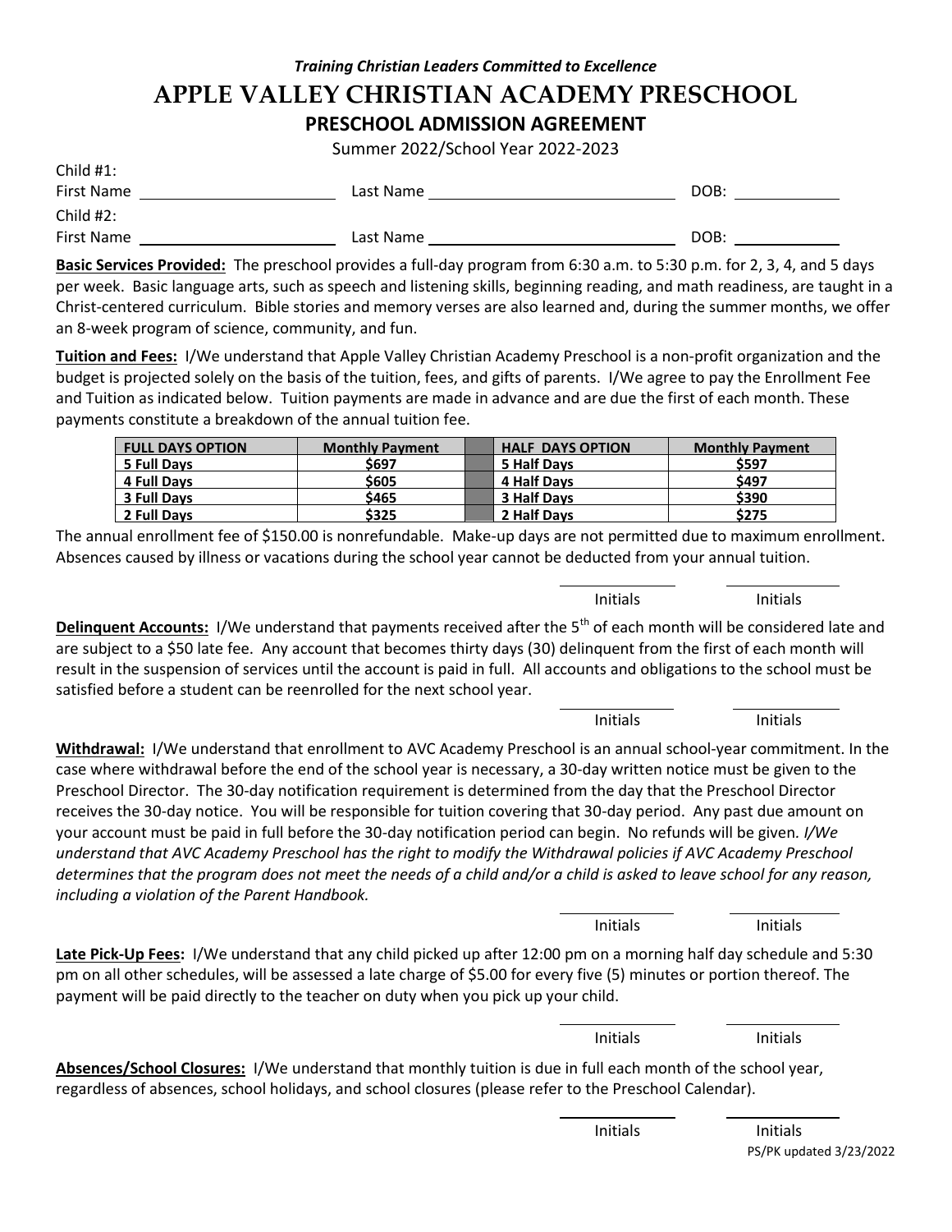*Training Christian Leaders Committed to Excellence*

# APPLE VALLEY CHRISTIAN ACADEMY PRESCHOOL

## PRESCHOOL ADMISSION AGREEMENT

Summer 2022/School Year 2022-2023

Child #1:
First Name ______________________ Last Name ____________________________ DOB: ____________

Child #2:
First Name ______________________ Last Name ____________________________ DOB: ____________

**Basic Services Provided:** The preschool provides a full-day program from 6:30 a.m. to 5:30 p.m. for 2, 3, 4, and 5 days per week. Basic language arts, such as speech and listening skills, beginning reading, and math readiness, are taught in a Christ-centered curriculum. Bible stories and memory verses are also learned and, during the summer months, we offer an 8-week program of science, community, and fun.

**Tuition and Fees:** I/We understand that Apple Valley Christian Academy Preschool is a non-profit organization and the budget is projected solely on the basis of the tuition, fees, and gifts of parents. I/We agree to pay the Enrollment Fee and Tuition as indicated below. Tuition payments are made in advance and are due the first of each month. These payments constitute a breakdown of the annual tuition fee.

| FULL DAYS OPTION | Monthly Payment | | HALF DAYS OPTION | Monthly Payment |
|---|---|---|---|---|
| 5 Full Days | $697 | | 5 Half Days | $597 |
| 4 Full Days | $605 | | 4 Half Days | $497 |
| 3 Full Days | $465 | | 3 Half Days | $390 |
| 2 Full Days | $325 | | 2 Half Days | $275 |

The annual enrollment fee of $150.00 is nonrefundable. Make-up days are not permitted due to maximum enrollment. Absences caused by illness or vacations during the school year cannot be deducted from your annual tuition.

Initials ____________ Initials ____________

**Delinquent Accounts:** I/We understand that payments received after the 5th of each month will be considered late and are subject to a $50 late fee. Any account that becomes thirty days (30) delinquent from the first of each month will result in the suspension of services until the account is paid in full. All accounts and obligations to the school must be satisfied before a student can be reenrolled for the next school year.

Initials ____________ Initials ____________

**Withdrawal:** I/We understand that enrollment to AVC Academy Preschool is an annual school-year commitment. In the case where withdrawal before the end of the school year is necessary, a 30-day written notice must be given to the Preschool Director. The 30-day notification requirement is determined from the day that the Preschool Director receives the 30-day notice. You will be responsible for tuition covering that 30-day period. Any past due amount on your account must be paid in full before the 30-day notification period can begin. No refunds will be given. *I/We understand that AVC Academy Preschool has the right to modify the Withdrawal policies if AVC Academy Preschool determines that the program does not meet the needs of a child and/or a child is asked to leave school for any reason, including a violation of the Parent Handbook.*

Initials ____________ Initials ____________

**Late Pick-Up Fees:** I/We understand that any child picked up after 12:00 pm on a morning half day schedule and 5:30 pm on all other schedules, will be assessed a late charge of $5.00 for every five (5) minutes or portion thereof. The payment will be paid directly to the teacher on duty when you pick up your child.

Initials ____________ Initials ____________

**Absences/School Closures:** I/We understand that monthly tuition is due in full each month of the school year, regardless of absences, school holidays, and school closures (please refer to the Preschool Calendar).

Initials ____________ Initials ____________

PS/PK updated 3/23/2022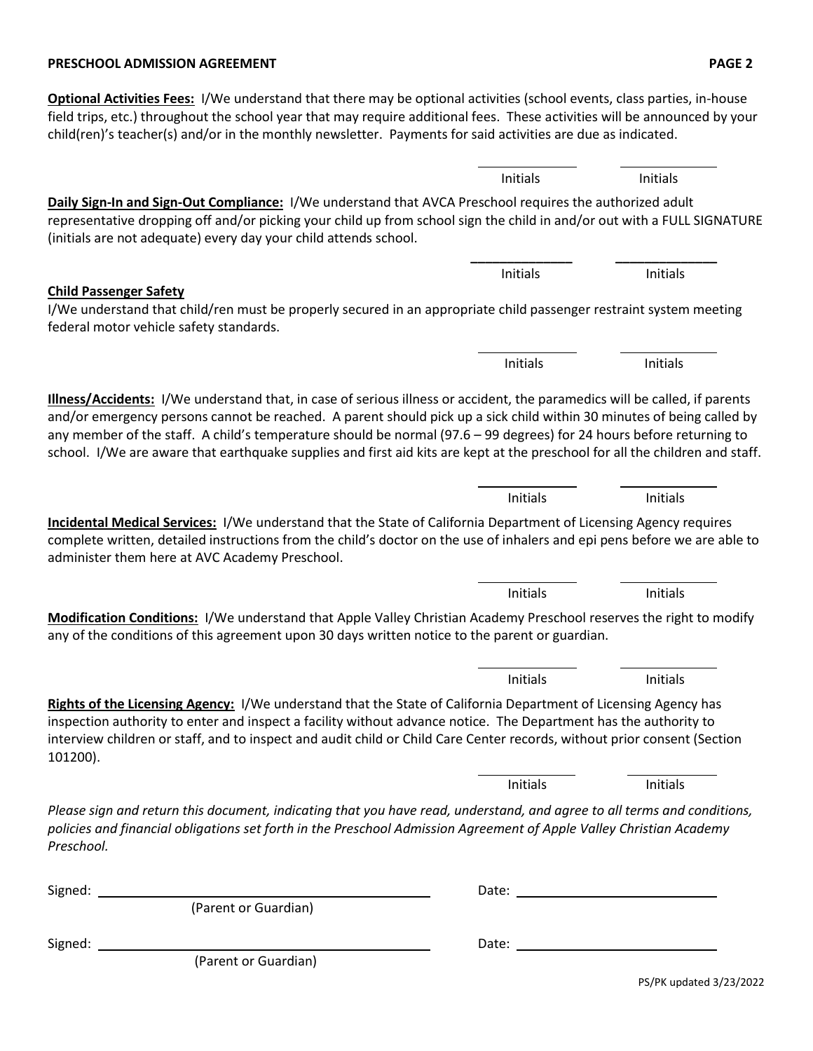**PRESCHOOL ADMISSION AGREEMENT**

**Optional Activities Fees:** I/We understand that there may be optional activities (school events, class parties, in-house field trips, etc.) throughout the school year that may require additional fees. These activities will be announced by your child(ren)'s teacher(s) and/or in the monthly newsletter. Payments for said activities are due as indicated.

\_\_\_\_\_\_\_\_\_\_\_\_ Initials \_\_\_\_\_\_\_\_\_\_\_\_ Initials

**Daily Sign-In and Sign-Out Compliance:** I/We understand that AVCA Preschool requires the authorized adult representative dropping off and/or picking your child up from school sign the child in and/or out with a FULL SIGNATURE (initials are not adequate) every day your child attends school.

\_\_\_\_\_\_\_\_\_\_\_\_ Initials \_\_\_\_\_\_\_\_\_\_\_\_ Initials

**Child Passenger Safety**

I/We understand that child/ren must be properly secured in an appropriate child passenger restraint system meeting federal motor vehicle safety standards.

\_\_\_\_\_\_\_\_\_\_\_\_ Initials \_\_\_\_\_\_\_\_\_\_\_\_ Initials

**Illness/Accidents:** I/We understand that, in case of serious illness or accident, the paramedics will be called, if parents and/or emergency persons cannot be reached. A parent should pick up a sick child within 30 minutes of being called by any member of the staff. A child's temperature should be normal (97.6 – 99 degrees) for 24 hours before returning to school. I/We are aware that earthquake supplies and first aid kits are kept at the preschool for all the children and staff.

\_\_\_\_\_\_\_\_\_\_\_\_ Initials \_\_\_\_\_\_\_\_\_\_\_\_ Initials

**Incidental Medical Services:** I/We understand that the State of California Department of Licensing Agency requires complete written, detailed instructions from the child's doctor on the use of inhalers and epi pens before we are able to administer them here at AVC Academy Preschool.

\_\_\_\_\_\_\_\_\_\_\_\_ Initials \_\_\_\_\_\_\_\_\_\_\_\_ Initials

**Modification Conditions:** I/We understand that Apple Valley Christian Academy Preschool reserves the right to modify any of the conditions of this agreement upon 30 days written notice to the parent or guardian.

\_\_\_\_\_\_\_\_\_\_\_\_ Initials \_\_\_\_\_\_\_\_\_\_\_\_ Initials

**Rights of the Licensing Agency:** I/We understand that the State of California Department of Licensing Agency has inspection authority to enter and inspect a facility without advance notice. The Department has the authority to interview children or staff, and to inspect and audit child or Child Care Center records, without prior consent (Section 101200).

\_\_\_\_\_\_\_\_\_\_\_\_ Initials \_\_\_\_\_\_\_\_\_\_\_\_ Initials

*Please sign and return this document, indicating that you have read, understand, and agree to all terms and conditions, policies and financial obligations set forth in the Preschool Admission Agreement of Apple Valley Christian Academy Preschool.*

Signed: \_\_\_\_\_\_\_\_\_\_\_\_\_\_\_\_\_\_\_\_\_\_\_\_\_\_\_\_ Date: \_\_\_\_\_\_\_\_\_\_\_\_\_\_\_\_\_\_
(Parent or Guardian)

Signed: \_\_\_\_\_\_\_\_\_\_\_\_\_\_\_\_\_\_\_\_\_\_\_\_\_\_\_\_ Date: \_\_\_\_\_\_\_\_\_\_\_\_\_\_\_\_\_\_
(Parent or Guardian)

PS/PK updated 3/23/2022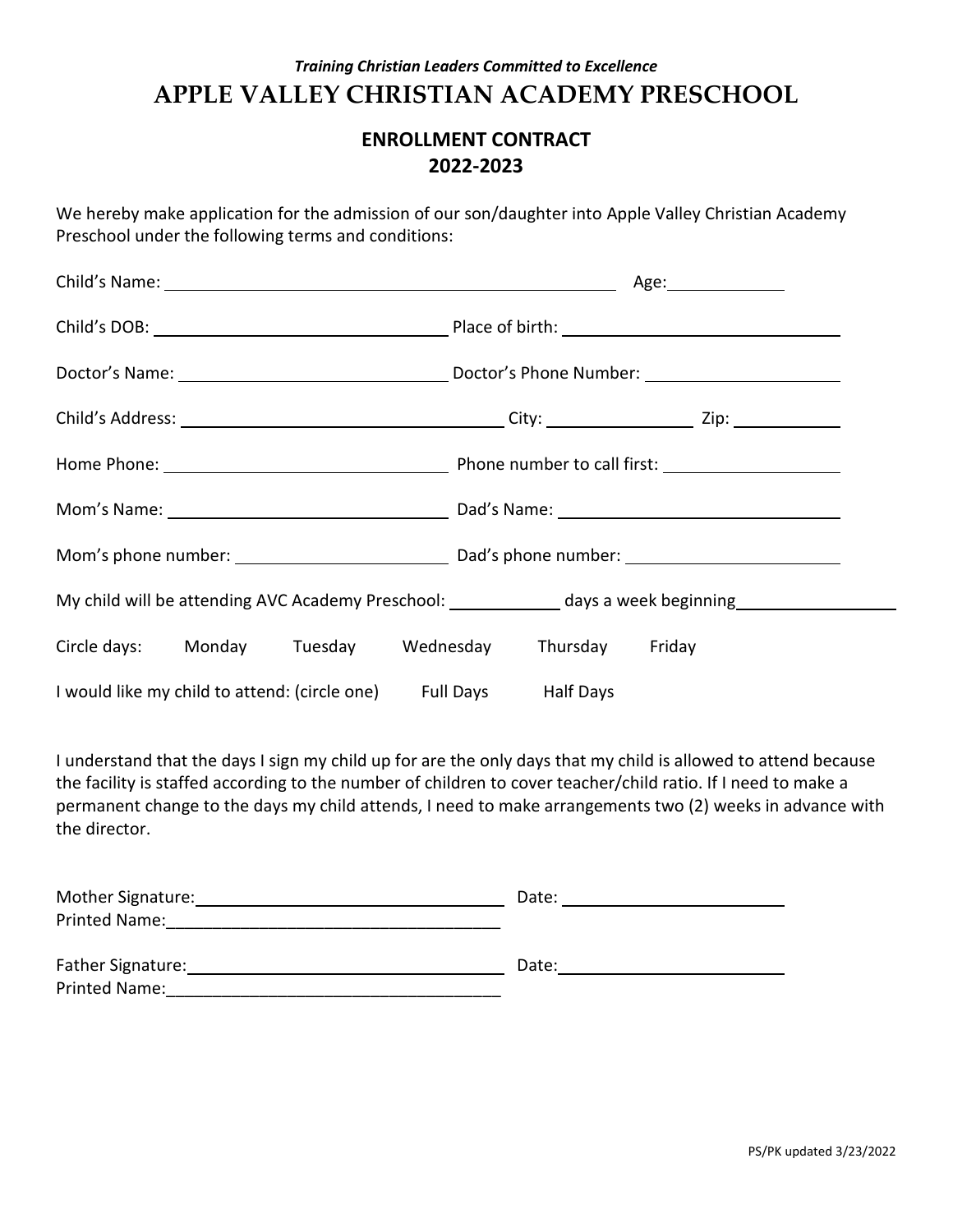***Training Christian Leaders Committed to Excellence***

# APPLE VALLEY CHRISTIAN ACADEMY PRESCHOOL

## ENROLLMENT CONTRACT
## 2022-2023

We hereby make application for the admission of our son/daughter into Apple Valley Christian Academy Preschool under the following terms and conditions:

Child's Name: ______________________________________________ Age: __________

Child's DOB: ______________________________ Place of birth: ______________________________

Doctor's Name: ____________________________ Doctor's Phone Number: ____________________

Child's Address: __________________________________ City: _______________ Zip: ___________

Home Phone: _____________________________ Phone number to call first: __________________

Mom's Name: _____________________________ Dad's Name: ______________________________

Mom's phone number: _______________________ Dad's phone number: ______________________

My child will be attending AVC Academy Preschool: ___________ days a week beginning________________

Circle days: Monday Tuesday Wednesday Thursday Friday

I would like my child to attend: (circle one) Full Days Half Days

I understand that the days I sign my child up for are the only days that my child is allowed to attend because the facility is staffed according to the number of children to cover teacher/child ratio. If I need to make a permanent change to the days my child attends, I need to make arrangements two (2) weeks in advance with the director.

Mother Signature: _________________________________ Date: _______________________
Printed Name:____________________________________

Father Signature: _________________________________ Date: _______________________
Printed Name:____________________________________

PS/PK updated 3/23/2022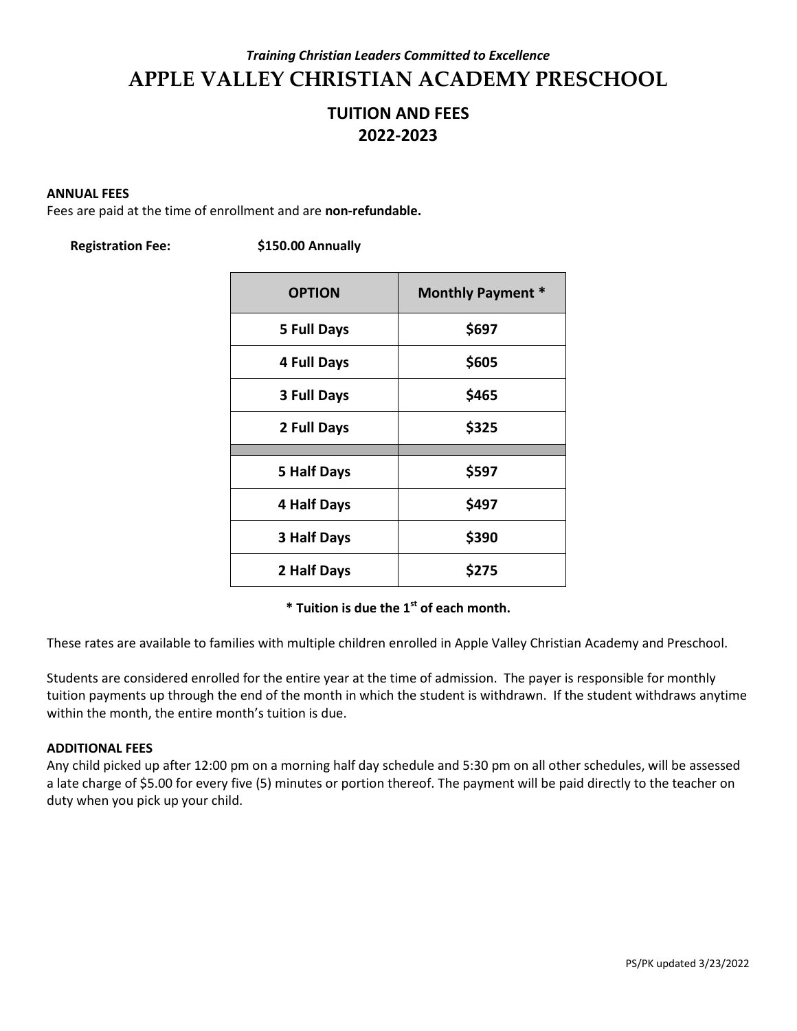*Training Christian Leaders Committed to Excellence*

# APPLE VALLEY CHRISTIAN ACADEMY PRESCHOOL

## TUITION AND FEES
## 2022-2023

**ANNUAL FEES**

Fees are paid at the time of enrollment and are **non-refundable.**

**Registration Fee:** **$150.00 Annually**

| OPTION | Monthly Payment * |
|---|---|
| 5 Full Days | $697 |
| 4 Full Days | $605 |
| 3 Full Days | $465 |
| 2 Full Days | $325 |
| | |
| 5 Half Days | $597 |
| 4 Half Days | $497 |
| 3 Half Days | $390 |
| 2 Half Days | $275 |

**\* Tuition is due the 1st of each month.**

These rates are available to families with multiple children enrolled in Apple Valley Christian Academy and Preschool.

Students are considered enrolled for the entire year at the time of admission. The payer is responsible for monthly tuition payments up through the end of the month in which the student is withdrawn. If the student withdraws anytime within the month, the entire month's tuition is due.

**ADDITIONAL FEES**

Any child picked up after 12:00 pm on a morning half day schedule and 5:30 pm on all other schedules, will be assessed a late charge of $5.00 for every five (5) minutes or portion thereof. The payment will be paid directly to the teacher on duty when you pick up your child.

PS/PK updated 3/23/2022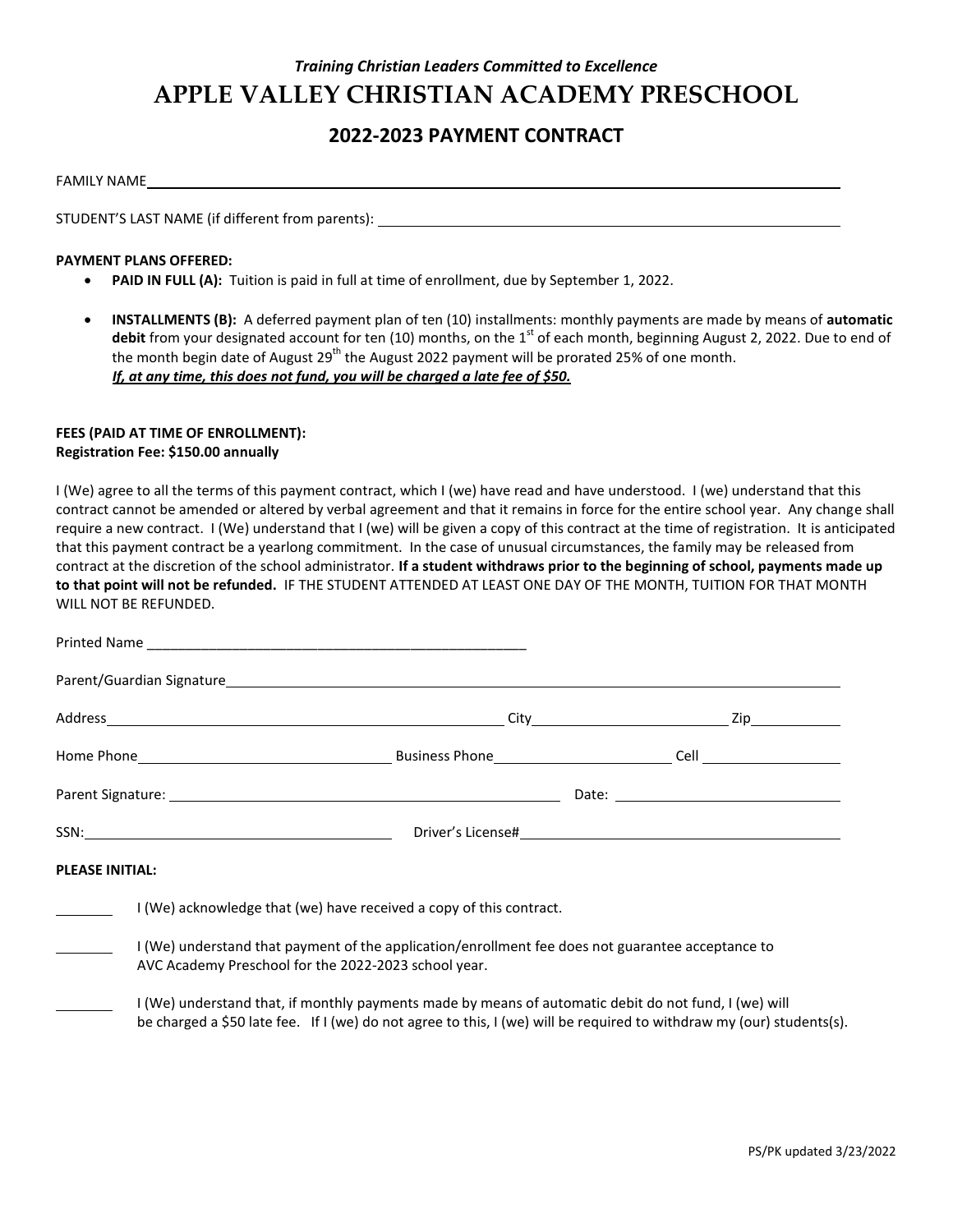*Training Christian Leaders Committed to Excellence*

# APPLE VALLEY CHRISTIAN ACADEMY PRESCHOOL

## 2022-2023 PAYMENT CONTRACT

FAMILY NAME\_\_\_\_\_\_\_\_\_\_\_\_\_\_\_\_\_\_\_\_\_\_\_\_\_\_\_\_\_\_\_\_\_\_\_\_\_\_\_\_\_\_\_\_\_\_\_\_\_\_\_\_\_\_\_\_\_\_\_\_

STUDENT'S LAST NAME (if different from parents): \_\_\_\_\_\_\_\_\_\_\_\_\_\_\_\_\_\_\_\_\_\_\_\_\_\_\_\_\_\_\_\_\_\_\_\_\_\_\_\_

**PAYMENT PLANS OFFERED:**

- **PAID IN FULL (A):** Tuition is paid in full at time of enrollment, due by September 1, 2022.
- **INSTALLMENTS (B):** A deferred payment plan of ten (10) installments: monthly payments are made by means of **automatic debit** from your designated account for ten (10) months, on the 1st of each month, beginning August 2, 2022. Due to end of the month begin date of August 29th the August 2022 payment will be prorated 25% of one month.
***If, at any time, this does not fund, you will be charged a late fee of $50.***

**FEES (PAID AT TIME OF ENROLLMENT):**
**Registration Fee: $150.00 annually**

I (We) agree to all the terms of this payment contract, which I (we) have read and have understood. I (we) understand that this contract cannot be amended or altered by verbal agreement and that it remains in force for the entire school year. Any change shall require a new contract. I (We) understand that I (we) will be given a copy of this contract at the time of registration. It is anticipated that this payment contract be a yearlong commitment. In the case of unusual circumstances, the family may be released from contract at the discretion of the school administrator. **If a student withdraws prior to the beginning of school, payments made up to that point will not be refunded.** IF THE STUDENT ATTENDED AT LEAST ONE DAY OF THE MONTH, TUITION FOR THAT MONTH WILL NOT BE REFUNDED.

Printed Name \_\_\_\_\_\_\_\_\_\_\_\_\_\_\_\_\_\_\_\_\_\_\_\_\_\_\_\_\_\_\_\_\_\_\_\_\_\_\_\_\_\_\_\_\_\_\_\_\_\_

Parent/Guardian Signature\_\_\_\_\_\_\_\_\_\_\_\_\_\_\_\_\_\_\_\_\_\_\_\_\_\_\_\_\_\_\_\_\_\_\_\_\_\_\_\_\_\_\_\_\_\_\_\_\_\_

Address\_\_\_\_\_\_\_\_\_\_\_\_\_\_\_\_\_\_\_\_\_\_\_\_\_\_\_\_\_\_\_\_\_\_\_\_ City\_\_\_\_\_\_\_\_\_\_\_\_\_\_\_\_\_\_\_\_ Zip\_\_\_\_\_\_\_\_\_\_

Home Phone\_\_\_\_\_\_\_\_\_\_\_\_\_\_\_\_\_\_\_\_\_\_\_\_\_ Business Phone\_\_\_\_\_\_\_\_\_\_\_\_\_\_\_\_\_\_\_\_ Cell \_\_\_\_\_\_\_\_\_\_\_\_\_\_\_\_

Parent Signature: \_\_\_\_\_\_\_\_\_\_\_\_\_\_\_\_\_\_\_\_\_\_\_\_\_\_\_\_\_\_\_\_\_\_\_\_\_\_\_\_ Date: \_\_\_\_\_\_\_\_\_\_\_\_\_\_\_\_\_\_\_\_\_\_\_\_

SSN:\_\_\_\_\_\_\_\_\_\_\_\_\_\_\_\_\_\_\_\_\_\_\_\_\_\_\_\_\_\_\_\_ Driver's License#\_\_\_\_\_\_\_\_\_\_\_\_\_\_\_\_\_\_\_\_\_\_\_\_\_\_\_\_\_\_\_\_

**PLEASE INITIAL:**

\_\_\_\_\_\_\_\_ I (We) acknowledge that (we) have received a copy of this contract.

\_\_\_\_\_\_\_\_ I (We) understand that payment of the application/enrollment fee does not guarantee acceptance to AVC Academy Preschool for the 2022-2023 school year.

\_\_\_\_\_\_\_\_ I (We) understand that, if monthly payments made by means of automatic debit do not fund, I (we) will be charged a $50 late fee. If I (we) do not agree to this, I (we) will be required to withdraw my (our) students(s).

PS/PK updated 3/23/2022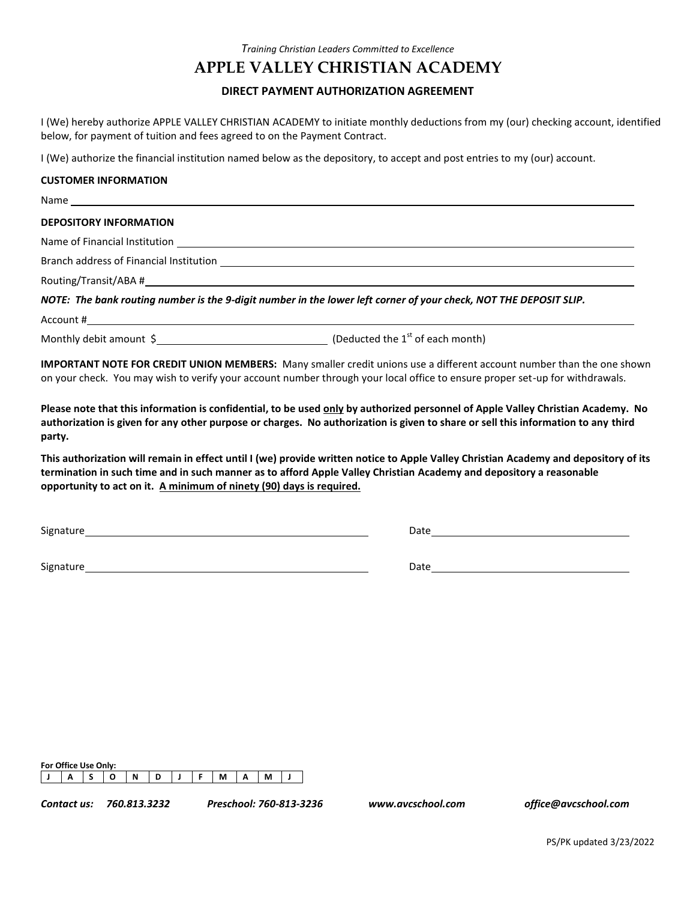*Training Christian Leaders Committed to Excellence*

# APPLE VALLEY CHRISTIAN ACADEMY

## DIRECT PAYMENT AUTHORIZATION AGREEMENT

I (We) hereby authorize APPLE VALLEY CHRISTIAN ACADEMY to initiate monthly deductions from my (our) checking account, identified below, for payment of tuition and fees agreed to on the Payment Contract.

I (We) authorize the financial institution named below as the depository, to accept and post entries to my (our) account.

**CUSTOMER INFORMATION**

Name ______________________________________________________________________

**DEPOSITORY INFORMATION**

Name of Financial Institution ______________________________________________________

Branch address of Financial Institution ______________________________________________

Routing/Transit/ABA # ____________________________________________________________

***NOTE: The bank routing number is the 9-digit number in the lower left corner of your check, NOT THE DEPOSIT SLIP.***

Account # _______________________________________________________________________

Monthly debit amount $ ______________________ (Deducted the 1st of each month)

**IMPORTANT NOTE FOR CREDIT UNION MEMBERS:** Many smaller credit unions use a different account number than the one shown on your check. You may wish to verify your account number through your local office to ensure proper set-up for withdrawals.

**Please note that this information is confidential, to be used <u>only</u> by authorized personnel of Apple Valley Christian Academy. No authorization is given for any other purpose or charges. No authorization is given to share or sell this information to any third party.**

**This authorization will remain in effect until I (we) provide written notice to Apple Valley Christian Academy and depository of its termination in such time and in such manner as to afford Apple Valley Christian Academy and depository a reasonable opportunity to act on it. <u>A minimum of ninety (90) days is required.</u>**

Signature ______________________________ Date ______________________

Signature ______________________________ Date ______________________

**For Office Use Only:**

| J | A | S | O | N | D | J | F | M | A | M | J |
|---|---|---|---|---|---|---|---|---|---|---|---|

***Contact us:* *760.813.3232*** ***Preschool: 760-813-3236*** ***www.avcschool.com*** ***office@avcschool.com***

PS/PK updated 3/23/2022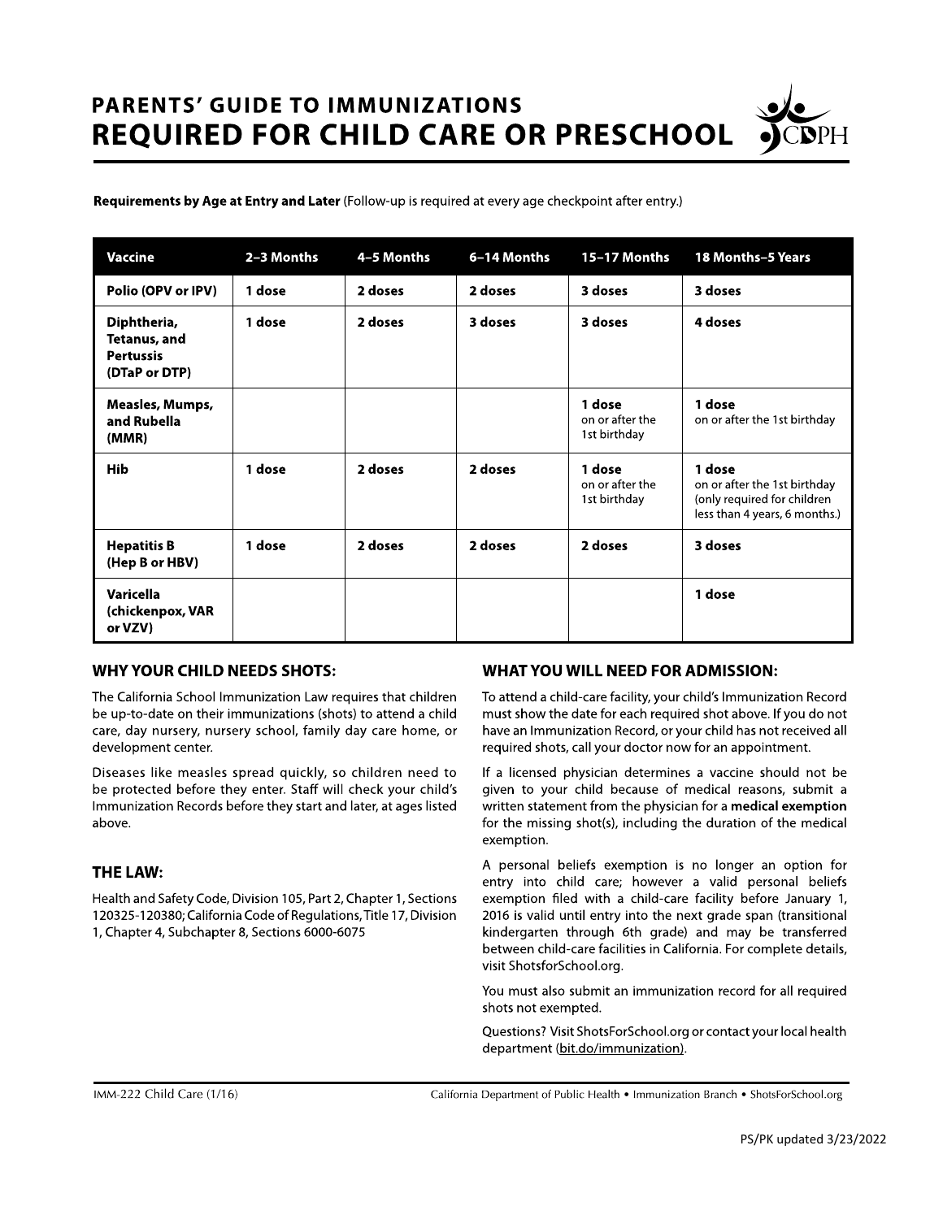# PARENTS' GUIDE TO IMMUNIZATIONS
## REQUIRED FOR CHILD CARE OR PRESCHOOL

**Requirements by Age at Entry and Later** (Follow-up is required at every age checkpoint after entry.)

| Vaccine | 2–3 Months | 4–5 Months | 6–14 Months | 15–17 Months | 18 Months–5 Years |
|---|---|---|---|---|---|
| **Polio (OPV or IPV)** | **1 dose** | **2 doses** | **2 doses** | **3 doses** | **3 doses** |
| **Diphtheria, Tetanus, and Pertussis (DTaP or DTP)** | **1 dose** | **2 doses** | **3 doses** | **3 doses** | **4 doses** |
| **Measles, Mumps, and Rubella (MMR)** | | | | **1 dose** on or after the 1st birthday | **1 dose** on or after the 1st birthday |
| **Hib** | **1 dose** | **2 doses** | **2 doses** | **1 dose** on or after the 1st birthday | **1 dose** on or after the 1st birthday (only required for children less than 4 years, 6 months.) |
| **Hepatitis B (Hep B or HBV)** | **1 dose** | **2 doses** | **2 doses** | **2 doses** | **3 doses** |
| **Varicella (chickenpox, VAR or VZV)** | | | | | **1 dose** |

### WHY YOUR CHILD NEEDS SHOTS:

The California School Immunization Law requires that children be up-to-date on their immunizations (shots) to attend a child care, day nursery, nursery school, family day care home, or development center.

Diseases like measles spread quickly, so children need to be protected before they enter. Staff will check your child's Immunization Records before they start and later, at ages listed above.

### THE LAW:

Health and Safety Code, Division 105, Part 2, Chapter 1, Sections 120325-120380; California Code of Regulations, Title 17, Division 1, Chapter 4, Subchapter 8, Sections 6000-6075

### WHAT YOU WILL NEED FOR ADMISSION:

To attend a child-care facility, your child's Immunization Record must show the date for each required shot above. If you do not have an Immunization Record, or your child has not received all required shots, call your doctor now for an appointment.

If a licensed physician determines a vaccine should not be given to your child because of medical reasons, submit a written statement from the physician for a **medical exemption** for the missing shot(s), including the duration of the medical exemption.

A personal beliefs exemption is no longer an option for entry into child care; however a valid personal beliefs exemption filed with a child-care facility before January 1, 2016 is valid until entry into the next grade span (transitional kindergarten through 6th grade) and may be transferred between child-care facilities in California. For complete details, visit ShotsforSchool.org.

You must also submit an immunization record for all required shots not exempted.

Questions? Visit ShotsForSchool.org or contact your local health department (bit.do/immunization).

IMM-222 Child Care (1/16) — California Department of Public Health • Immunization Branch • ShotsForSchool.org

PS/PK updated 3/23/2022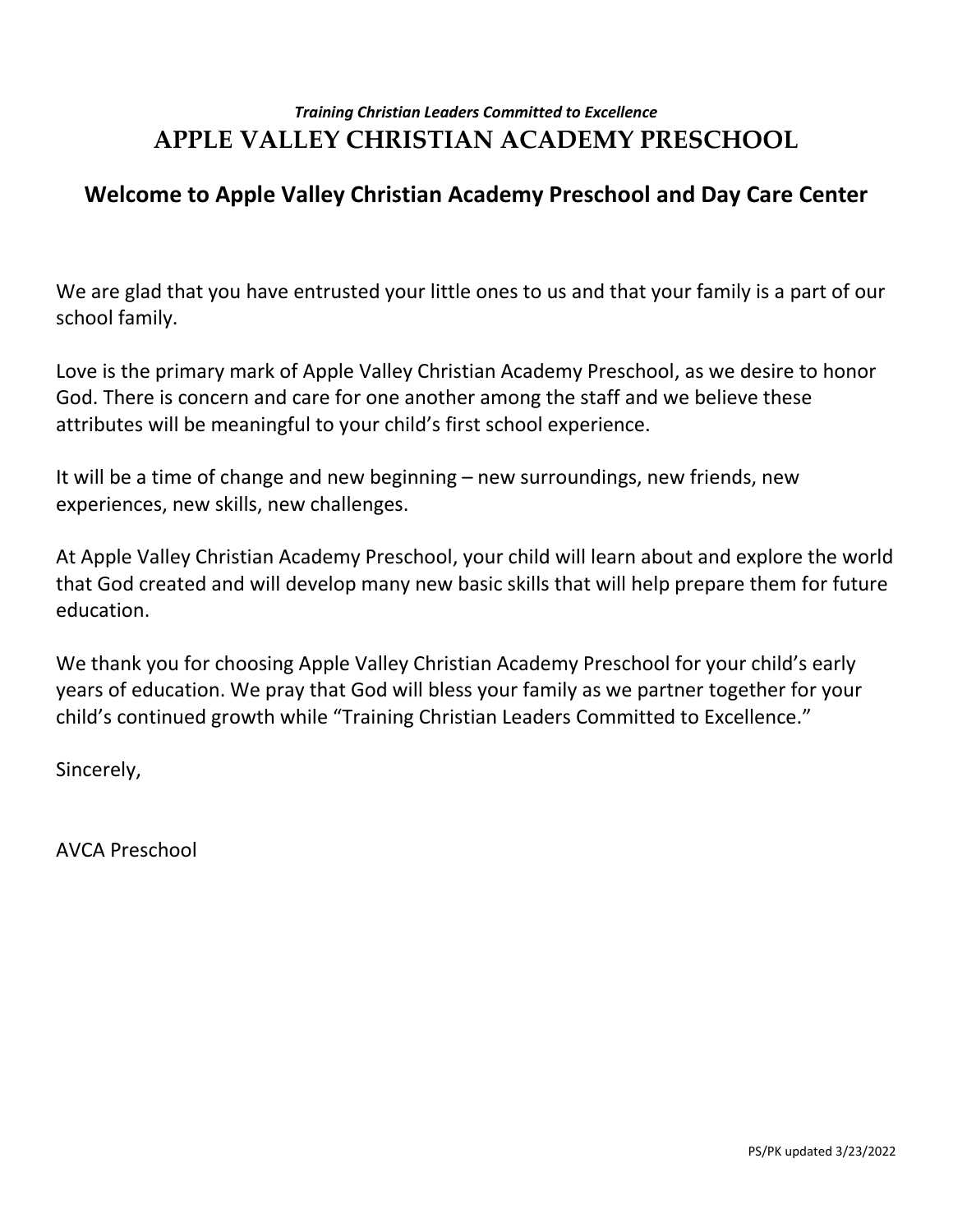*Training Christian Leaders Committed to Excellence*

# APPLE VALLEY CHRISTIAN ACADEMY PRESCHOOL

## Welcome to Apple Valley Christian Academy Preschool and Day Care Center

We are glad that you have entrusted your little ones to us and that your family is a part of our school family.

Love is the primary mark of Apple Valley Christian Academy Preschool, as we desire to honor God. There is concern and care for one another among the staff and we believe these attributes will be meaningful to your child's first school experience.

It will be a time of change and new beginning – new surroundings, new friends, new experiences, new skills, new challenges.

At Apple Valley Christian Academy Preschool, your child will learn about and explore the world that God created and will develop many new basic skills that will help prepare them for future education.

We thank you for choosing Apple Valley Christian Academy Preschool for your child's early years of education. We pray that God will bless your family as we partner together for your child's continued growth while "Training Christian Leaders Committed to Excellence."

Sincerely,

AVCA Preschool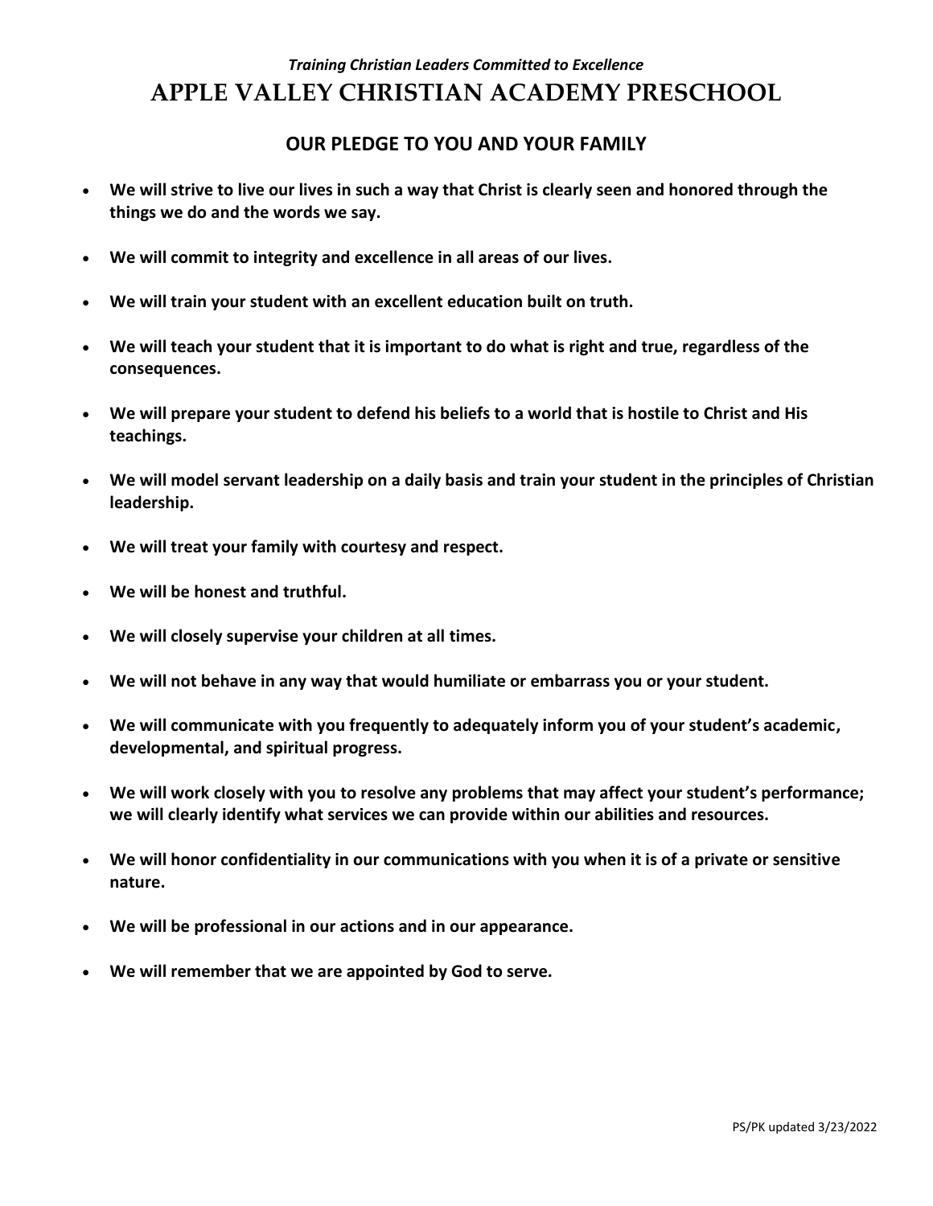*Training Christian Leaders Committed to Excellence*

# APPLE VALLEY CHRISTIAN ACADEMY PRESCHOOL

## OUR PLEDGE TO YOU AND YOUR FAMILY

- **We will strive to live our lives in such a way that Christ is clearly seen and honored through the things we do and the words we say.**
- **We will commit to integrity and excellence in all areas of our lives.**
- **We will train your student with an excellent education built on truth.**
- **We will teach your student that it is important to do what is right and true, regardless of the consequences.**
- **We will prepare your student to defend his beliefs to a world that is hostile to Christ and His teachings.**
- **We will model servant leadership on a daily basis and train your student in the principles of Christian leadership.**
- **We will treat your family with courtesy and respect.**
- **We will be honest and truthful.**
- **We will closely supervise your children at all times.**
- **We will not behave in any way that would humiliate or embarrass you or your student.**
- **We will communicate with you frequently to adequately inform you of your student's academic, developmental, and spiritual progress.**
- **We will work closely with you to resolve any problems that may affect your student's performance; we will clearly identify what services we can provide within our abilities and resources.**
- **We will honor confidentiality in our communications with you when it is of a private or sensitive nature.**
- **We will be professional in our actions and in our appearance.**
- **We will remember that we are appointed by God to serve.**

PS/PK updated 3/23/2022